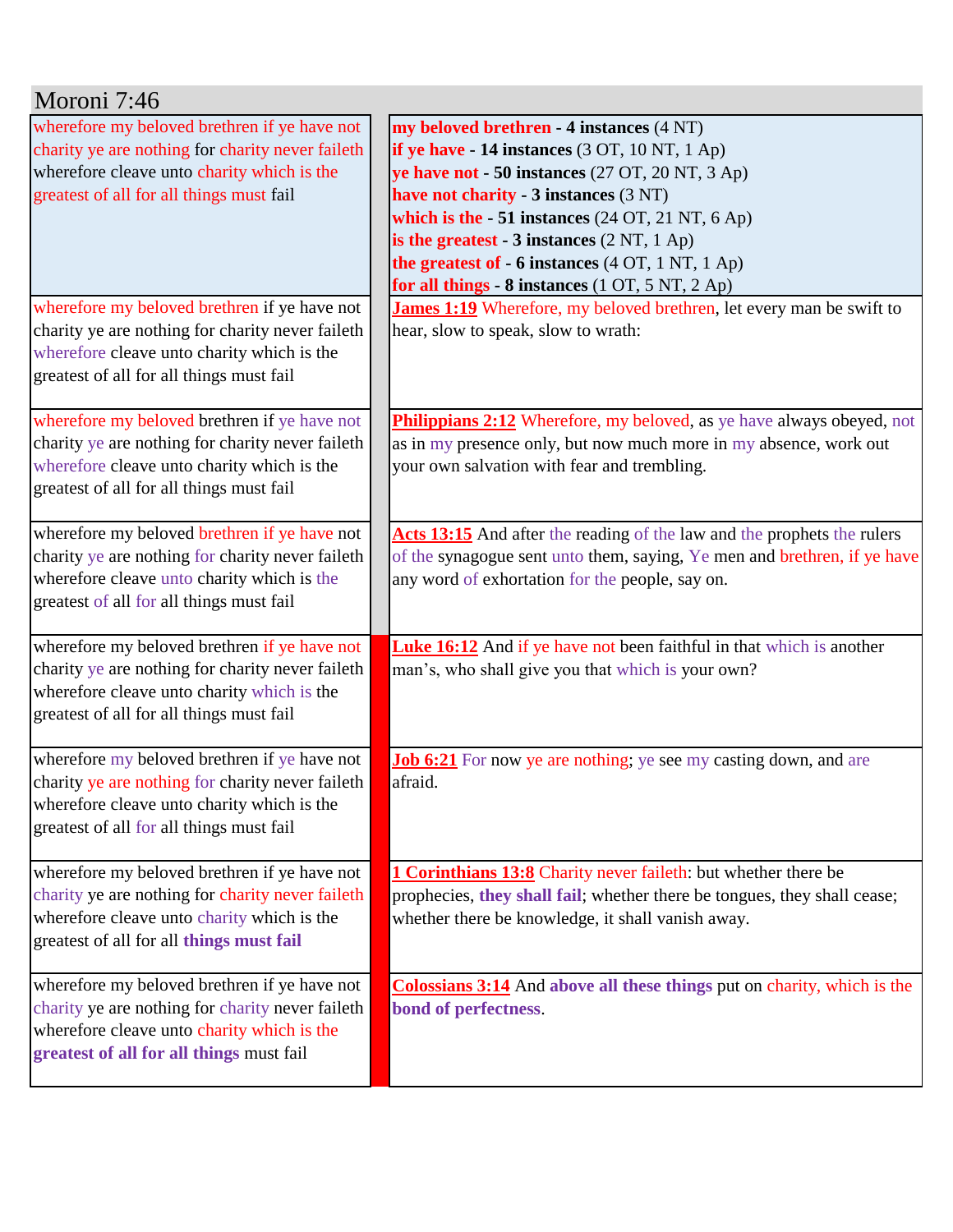# Moroni 7:46

| Moroni 7:46 | Comparison |
|---|---|
| wherefore my beloved brethren if ye have not charity ye are nothing for charity never faileth wherefore cleave unto charity which is the greatest of all for all things must fail | **my beloved brethren - 4 instances** (4 NT)<br>**if ye have - 14 instances** (3 OT, 10 NT, 1 Ap)<br>**ye have not - 50 instances** (27 OT, 20 NT, 3 Ap)<br>**have not charity - 3 instances** (3 NT)<br>**which is the - 51 instances** (24 OT, 21 NT, 6 Ap)<br>**is the greatest - 3 instances** (2 NT, 1 Ap)<br>**the greatest of - 6 instances** (4 OT, 1 NT, 1 Ap)<br>**for all things - 8 instances** (1 OT, 5 NT, 2 Ap) |
| wherefore my beloved brethren if ye have not charity ye are nothing for charity never faileth wherefore cleave unto charity which is the greatest of all for all things must fail | **James 1:19** Wherefore, my beloved brethren, let every man be swift to hear, slow to speak, slow to wrath: |
| wherefore my beloved brethren if ye have not charity ye are nothing for charity never faileth wherefore cleave unto charity which is the greatest of all for all things must fail | **Philippians 2:12** Wherefore, my beloved, as ye have always obeyed, not as in my presence only, but now much more in my absence, work out your own salvation with fear and trembling. |
| wherefore my beloved brethren if ye have not charity ye are nothing for charity never faileth wherefore cleave unto charity which is the greatest of all for all things must fail | **Acts 13:15** And after the reading of the law and the prophets the rulers of the synagogue sent unto them, saying, Ye men and brethren, if ye have any word of exhortation for the people, say on. |
| wherefore my beloved brethren if ye have not charity ye are nothing for charity never faileth wherefore cleave unto charity which is the greatest of all for all things must fail | **Luke 16:12** And if ye have not been faithful in that which is another man's, who shall give you that which is your own? |
| wherefore my beloved brethren if ye have not charity ye are nothing for charity never faileth wherefore cleave unto charity which is the greatest of all for all things must fail | **Job 6:21** For now ye are nothing; ye see my casting down, and are afraid. |
| wherefore my beloved brethren if ye have not charity ye are nothing for charity never faileth wherefore cleave unto charity which is the greatest of all for all **things must fail** | **1 Corinthians 13:8** Charity never faileth: but whether there be prophecies, **they shall fail**; whether there be tongues, they shall cease; whether there be knowledge, it shall vanish away. |
| wherefore my beloved brethren if ye have not charity ye are nothing for charity never faileth wherefore cleave unto charity which is the **greatest of all for all things** must fail | **Colossians 3:14** And **above all these things** put on charity, which is the **bond of perfectness**. |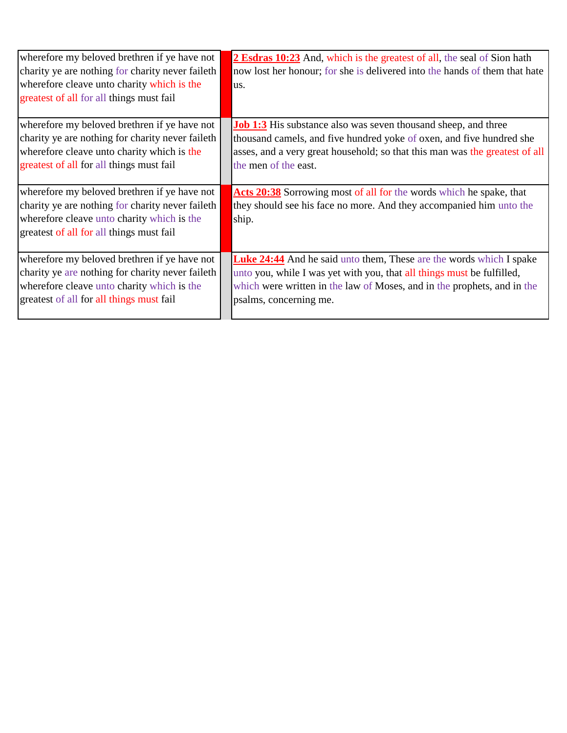| | | |
|---|---|---|
| wherefore my beloved brethren if ye have not charity ye are nothing for charity never faileth wherefore cleave unto charity which is the greatest of all for all things must fail | | **2 Esdras 10:23** And, which is the greatest of all, the seal of Sion hath now lost her honour; for she is delivered into the hands of them that hate us. |
| wherefore my beloved brethren if ye have not charity ye are nothing for charity never faileth wherefore cleave unto charity which is the greatest of all for all things must fail | | **Job 1:3** His substance also was seven thousand sheep, and three thousand camels, and five hundred yoke of oxen, and five hundred she asses, and a very great household; so that this man was the greatest of all the men of the east. |
| wherefore my beloved brethren if ye have not charity ye are nothing for charity never faileth wherefore cleave unto charity which is the greatest of all for all things must fail | | **Acts 20:38** Sorrowing most of all for the words which he spake, that they should see his face no more. And they accompanied him unto the ship. |
| wherefore my beloved brethren if ye have not charity ye are nothing for charity never faileth wherefore cleave unto charity which is the greatest of all for all things must fail | | **Luke 24:44** And he said unto them, These are the words which I spake unto you, while I was yet with you, that all things must be fulfilled, which were written in the law of Moses, and in the prophets, and in the psalms, concerning me. |